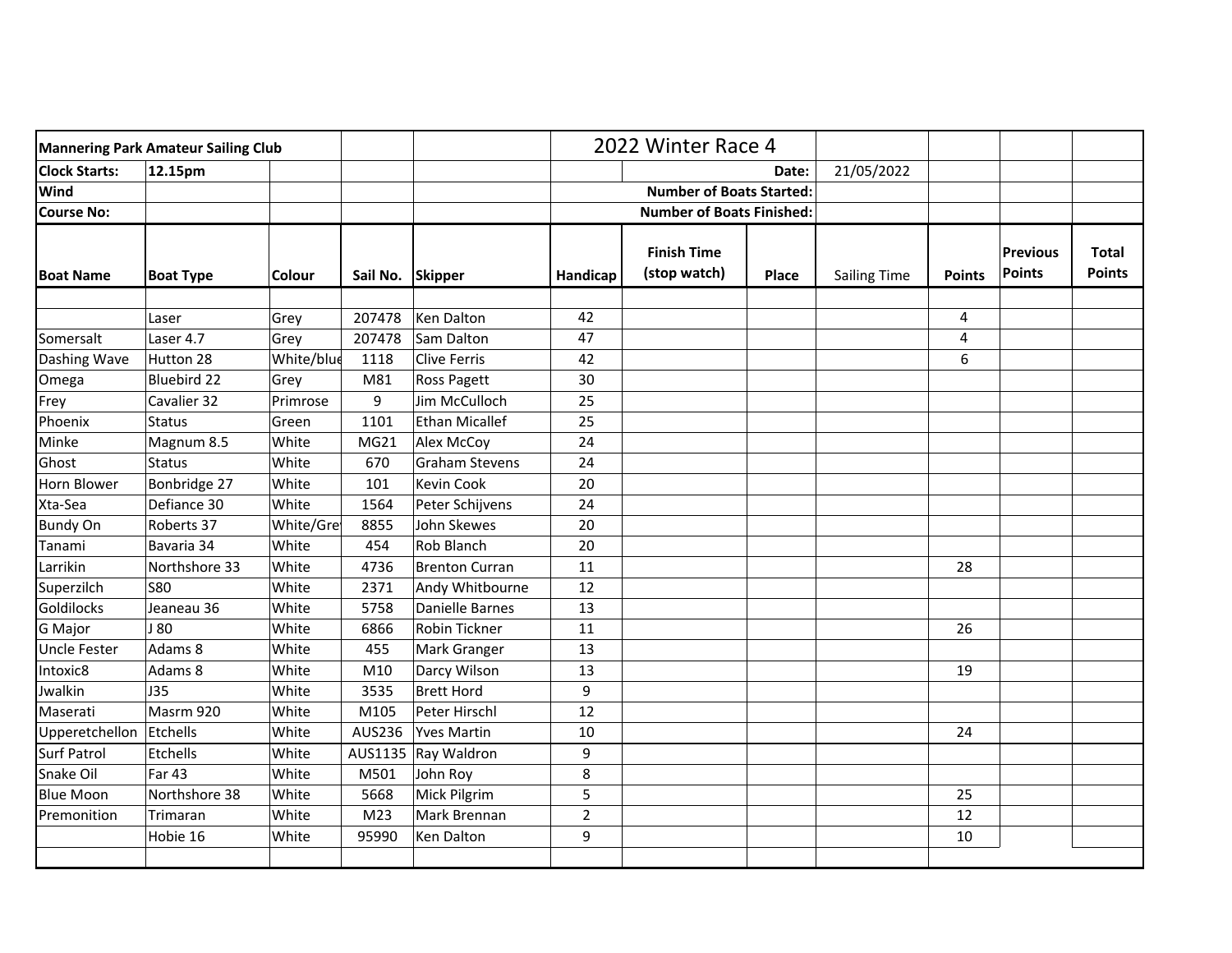| Mannering Park Amateur Sailing Club | | | | | 2022 Winter Race 4 | | | | | | |
|---|---|---|---|---|---|---|---|---|---|---|---|
| **Clock Starts:** | **12.15pm** | | | | | **Date:** | | 21/05/2022 | | | |
| **Wind** | | | | | | **Number of Boats Started:** | | | | | |
| **Course No:** | | | | | | **Number of Boats Finished:** | | | | | |
| **Boat Name** | **Boat Type** | **Colour** | **Sail No.** | **Skipper** | **Handicap** | **Finish Time (stop watch)** | **Place** | Sailing Time | **Points** | **Previous Points** | **Total Points** |
| | | | | | | | | | | | |
| | Laser | Grey | 207478 | Ken Dalton | 42 | | | | 4 | | |
| Somersalt | Laser 4.7 | Grey | 207478 | Sam Dalton | 47 | | | | 4 | | |
| Dashing Wave | Hutton 28 | White/blue | 1118 | Clive Ferris | 42 | | | | 6 | | |
| Omega | Bluebird 22 | Grey | M81 | Ross Pagett | 30 | | | | | | |
| Frey | Cavalier 32 | Primrose | 9 | Jim McCulloch | 25 | | | | | | |
| Phoenix | Status | Green | 1101 | Ethan Micallef | 25 | | | | | | |
| Minke | Magnum 8.5 | White | MG21 | Alex McCoy | 24 | | | | | | |
| Ghost | Status | White | 670 | Graham Stevens | 24 | | | | | | |
| Horn Blower | Bonbridge 27 | White | 101 | Kevin Cook | 20 | | | | | | |
| Xta-Sea | Defiance 30 | White | 1564 | Peter Schijvens | 24 | | | | | | |
| Bundy On | Roberts 37 | White/Grey | 8855 | John Skewes | 20 | | | | | | |
| Tanami | Bavaria 34 | White | 454 | Rob Blanch | 20 | | | | | | |
| Larrikin | Northshore 33 | White | 4736 | Brenton Curran | 11 | | | | 28 | | |
| Superzilch | S80 | White | 2371 | Andy Whitbourne | 12 | | | | | | |
| Goldilocks | Jeaneau 36 | White | 5758 | Danielle Barnes | 13 | | | | | | |
| G Major | J 80 | White | 6866 | Robin Tickner | 11 | | | | 26 | | |
| Uncle Fester | Adams 8 | White | 455 | Mark Granger | 13 | | | | | | |
| Intoxic8 | Adams 8 | White | M10 | Darcy Wilson | 13 | | | | 19 | | |
| Jwalkin | J35 | White | 3535 | Brett Hord | 9 | | | | | | |
| Maserati | Masrm 920 | White | M105 | Peter Hirschl | 12 | | | | | | |
| Upperetchellon | Etchells | White | AUS236 | Yves Martin | 10 | | | | 24 | | |
| Surf Patrol | Etchells | White | AUS1135 | Ray Waldron | 9 | | | | | | |
| Snake Oil | Far 43 | White | M501 | John Roy | 8 | | | | | | |
| Blue Moon | Northshore 38 | White | 5668 | Mick Pilgrim | 5 | | | | 25 | | |
| Premonition | Trimaran | White | M23 | Mark Brennan | 2 | | | | 12 | | |
| | Hobie 16 | White | 95990 | Ken Dalton | 9 | | | | 10 | | |
| | | | | | | | | | | | |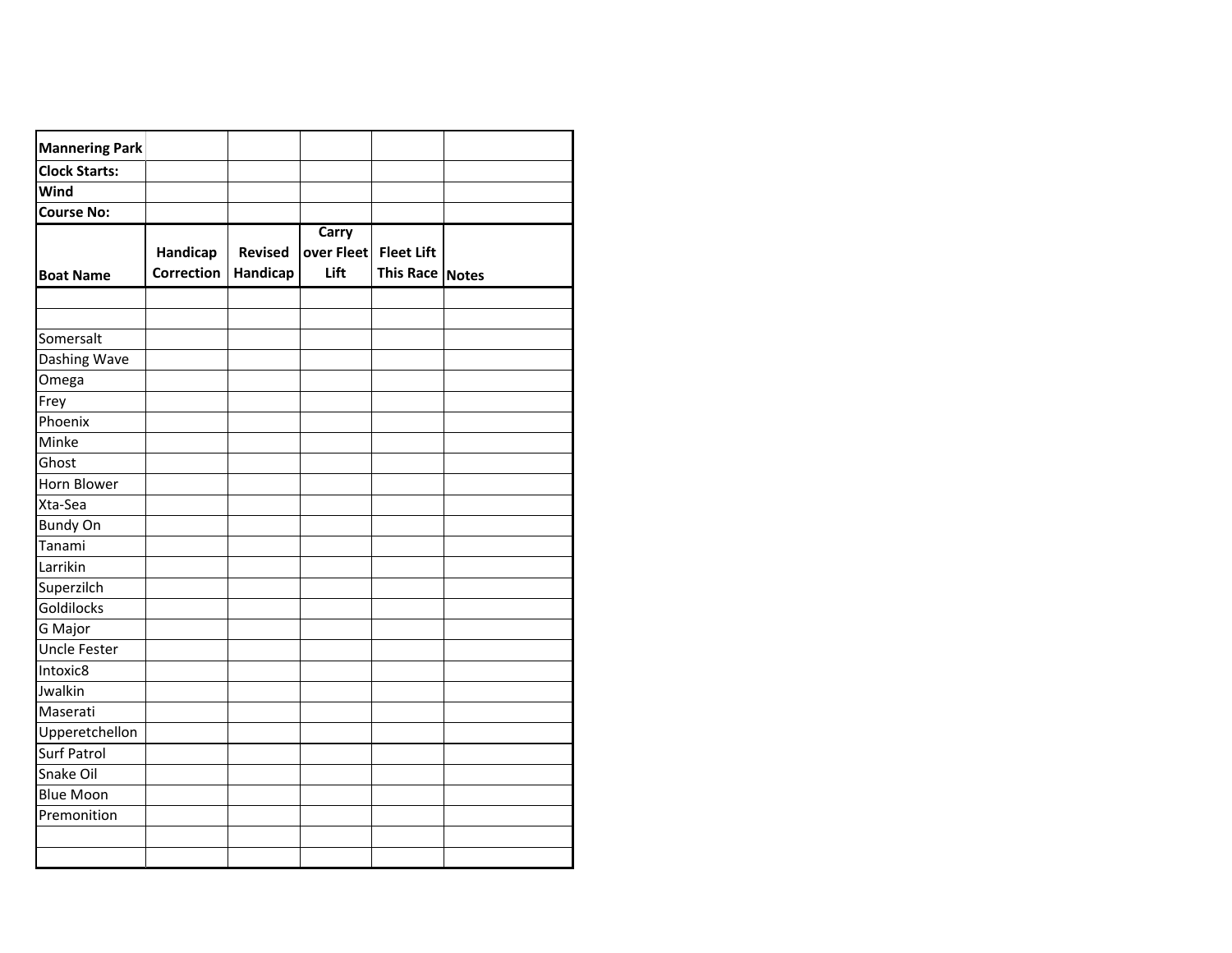| | | | | | |
|---|---|---|---|---|---|
| **Mannering Park** | | | | | |
| **Clock Starts:** | | | | | |
| **Wind** | | | | | |
| **Course No:** | | | | | |
| **Boat Name** | **Handicap Correction** | **Revised Handicap** | **Carry over Fleet Lift** | **Fleet Lift This Race** | **Notes** |
| | | | | | |
| | | | | | |
| Somersalt | | | | | |
| Dashing Wave | | | | | |
| Omega | | | | | |
| Frey | | | | | |
| Phoenix | | | | | |
| Minke | | | | | |
| Ghost | | | | | |
| Horn Blower | | | | | |
| Xta-Sea | | | | | |
| Bundy On | | | | | |
| Tanami | | | | | |
| Larrikin | | | | | |
| Superzilch | | | | | |
| Goldilocks | | | | | |
| G Major | | | | | |
| Uncle Fester | | | | | |
| Intoxic8 | | | | | |
| Jwalkin | | | | | |
| Maserati | | | | | |
| Upperetchellon | | | | | |
| Surf Patrol | | | | | |
| Snake Oil | | | | | |
| Blue Moon | | | | | |
| Premonition | | | | | |
| | | | | | |
| | | | | | |